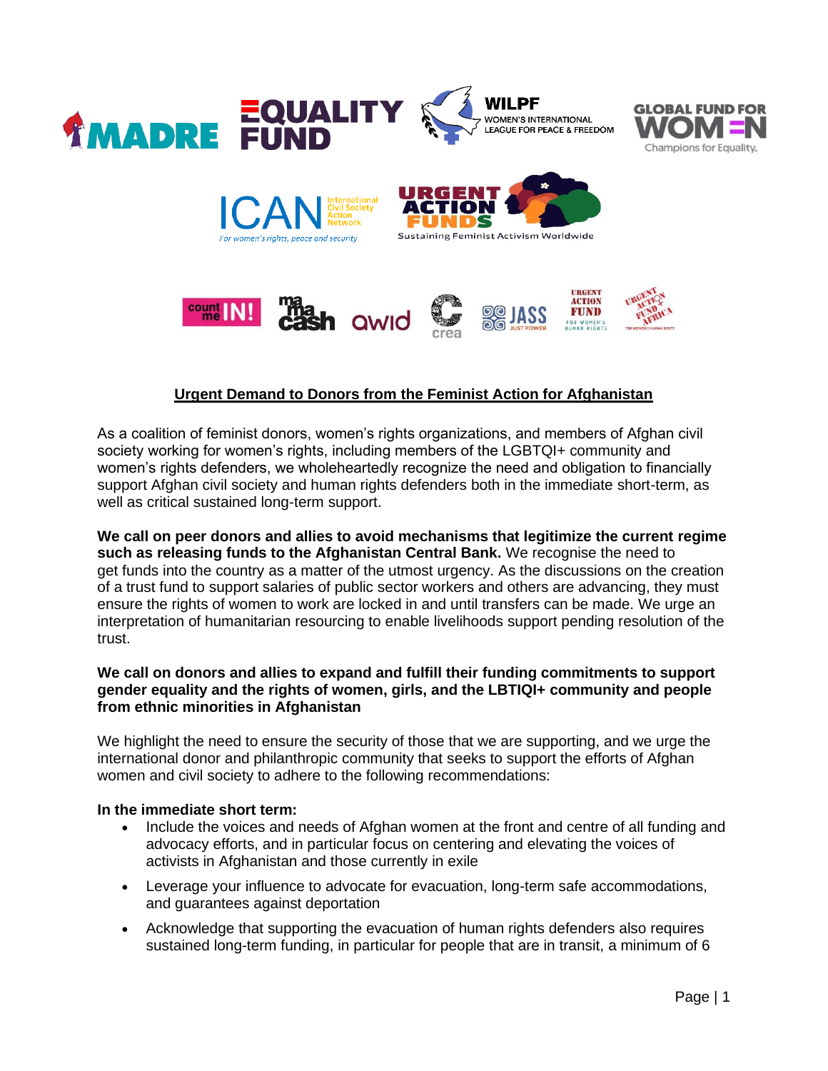## Urgent Demand to Donors from the Feminist Action for Afghanistan

As a coalition of feminist donors, women's rights organizations, and members of Afghan civil society working for women's rights, including members of the LGBTQI+ community and women's rights defenders, we wholeheartedly recognize the need and obligation to financially support Afghan civil society and human rights defenders both in the immediate short-term, as well as critical sustained long-term support.

**We call on peer donors and allies to avoid mechanisms that legitimize the current regime such as releasing funds to the Afghanistan Central Bank.** We recognise the need to get funds into the country as a matter of the utmost urgency. As the discussions on the creation of a trust fund to support salaries of public sector workers and others are advancing, they must ensure the rights of women to work are locked in and until transfers can be made. We urge an interpretation of humanitarian resourcing to enable livelihoods support pending resolution of the trust.

**We call on donors and allies to expand and fulfill their funding commitments to support gender equality and the rights of women, girls, and the LBTIQI+ community and people from ethnic minorities in Afghanistan**

We highlight the need to ensure the security of those that we are supporting, and we urge the international donor and philanthropic community that seeks to support the efforts of Afghan women and civil society to adhere to the following recommendations:

**In the immediate short term:**

- Include the voices and needs of Afghan women at the front and centre of all funding and advocacy efforts, and in particular focus on centering and elevating the voices of activists in Afghanistan and those currently in exile
- Leverage your influence to advocate for evacuation, long-term safe accommodations, and guarantees against deportation
- Acknowledge that supporting the evacuation of human rights defenders also requires sustained long-term funding, in particular for people that are in transit, a minimum of 6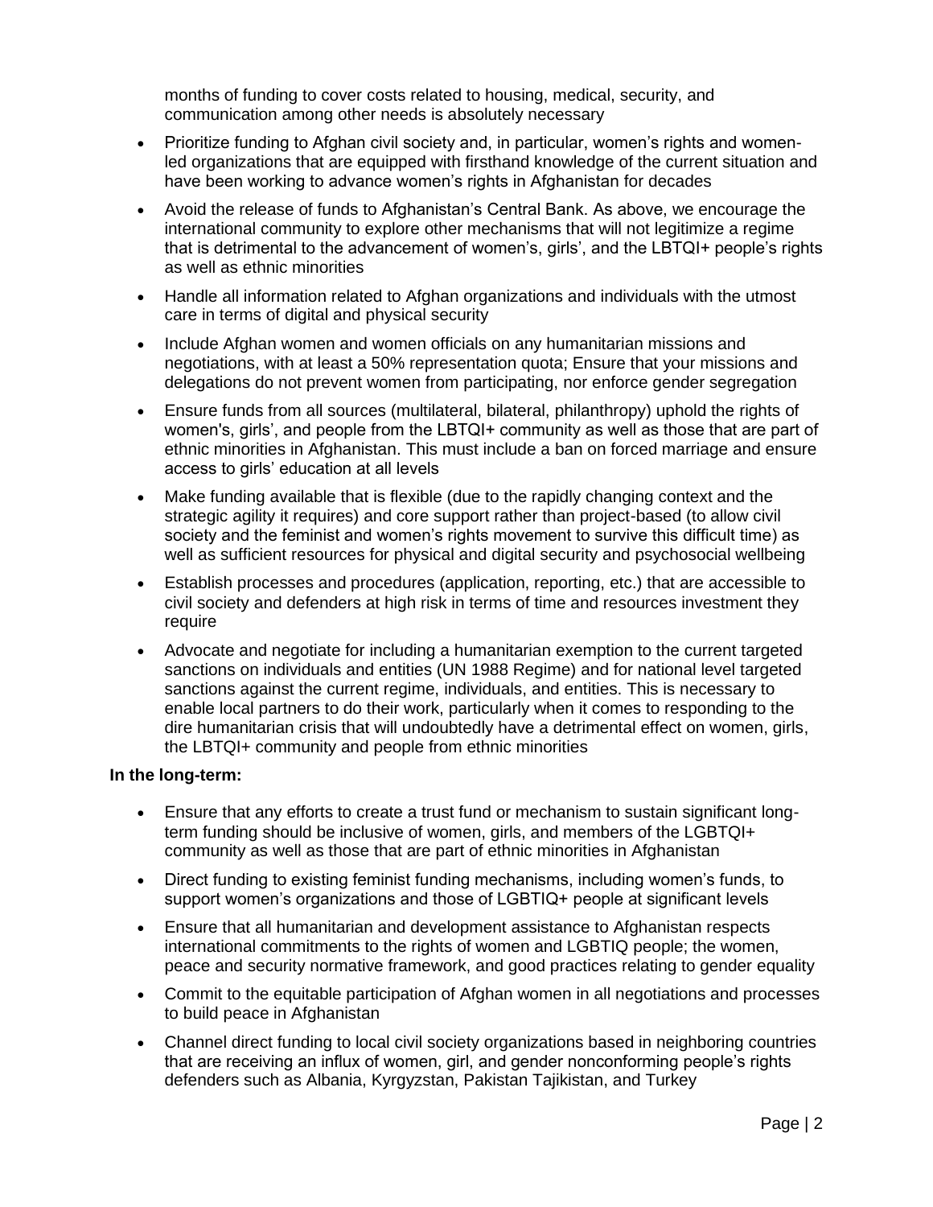months of funding to cover costs related to housing, medical, security, and communication among other needs is absolutely necessary

- Prioritize funding to Afghan civil society and, in particular, women's rights and women-led organizations that are equipped with firsthand knowledge of the current situation and have been working to advance women's rights in Afghanistan for decades
- Avoid the release of funds to Afghanistan's Central Bank. As above, we encourage the international community to explore other mechanisms that will not legitimize a regime that is detrimental to the advancement of women's, girls', and the LBTQI+ people's rights as well as ethnic minorities
- Handle all information related to Afghan organizations and individuals with the utmost care in terms of digital and physical security
- Include Afghan women and women officials on any humanitarian missions and negotiations, with at least a 50% representation quota; Ensure that your missions and delegations do not prevent women from participating, nor enforce gender segregation
- Ensure funds from all sources (multilateral, bilateral, philanthropy) uphold the rights of women's, girls', and people from the LBTQI+ community as well as those that are part of ethnic minorities in Afghanistan. This must include a ban on forced marriage and ensure access to girls' education at all levels
- Make funding available that is flexible (due to the rapidly changing context and the strategic agility it requires) and core support rather than project-based (to allow civil society and the feminist and women's rights movement to survive this difficult time) as well as sufficient resources for physical and digital security and psychosocial wellbeing
- Establish processes and procedures (application, reporting, etc.) that are accessible to civil society and defenders at high risk in terms of time and resources investment they require
- Advocate and negotiate for including a humanitarian exemption to the current targeted sanctions on individuals and entities (UN 1988 Regime) and for national level targeted sanctions against the current regime, individuals, and entities. This is necessary to enable local partners to do their work, particularly when it comes to responding to the dire humanitarian crisis that will undoubtedly have a detrimental effect on women, girls, the LBTQI+ community and people from ethnic minorities

**In the long-term:**

- Ensure that any efforts to create a trust fund or mechanism to sustain significant long-term funding should be inclusive of women, girls, and members of the LGBTQI+ community as well as those that are part of ethnic minorities in Afghanistan
- Direct funding to existing feminist funding mechanisms, including women's funds, to support women's organizations and those of LGBTIQ+ people at significant levels
- Ensure that all humanitarian and development assistance to Afghanistan respects international commitments to the rights of women and LGBTIQ people; the women, peace and security normative framework, and good practices relating to gender equality
- Commit to the equitable participation of Afghan women in all negotiations and processes to build peace in Afghanistan
- Channel direct funding to local civil society organizations based in neighboring countries that are receiving an influx of women, girl, and gender nonconforming people's rights defenders such as Albania, Kyrgyzstan, Pakistan Tajikistan, and Turkey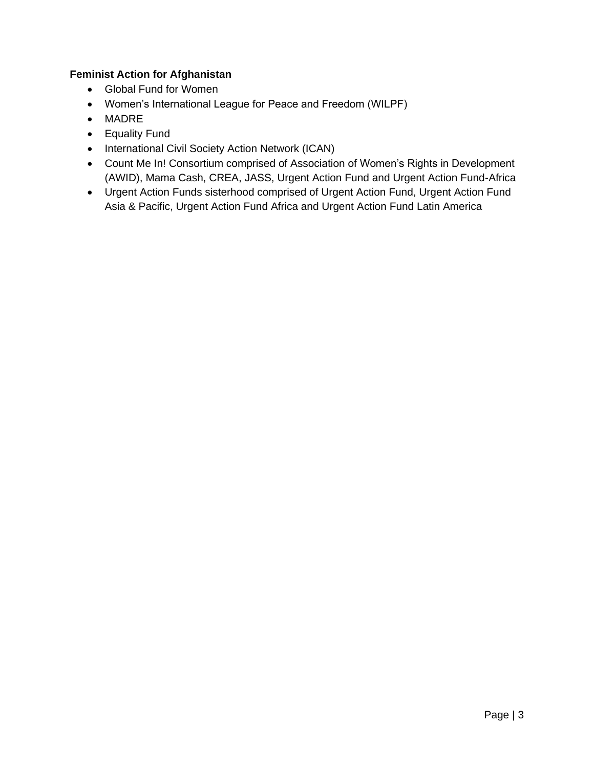**Feminist Action for Afghanistan**

- Global Fund for Women
- Women's International League for Peace and Freedom (WILPF)
- MADRE
- Equality Fund
- International Civil Society Action Network (ICAN)
- Count Me In! Consortium comprised of Association of Women's Rights in Development (AWID), Mama Cash, CREA, JASS, Urgent Action Fund and Urgent Action Fund-Africa
- Urgent Action Funds sisterhood comprised of Urgent Action Fund, Urgent Action Fund Asia & Pacific, Urgent Action Fund Africa and Urgent Action Fund Latin America